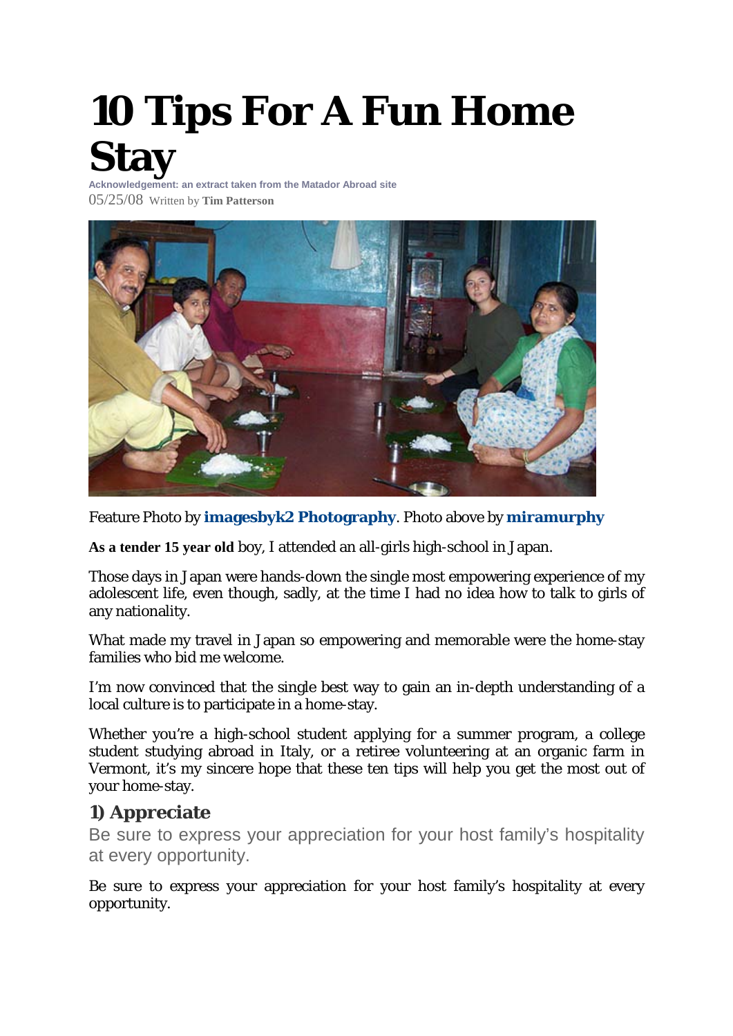# 10 Tips For A Fun Home Stay

**Acknowledgement: an extract taken from the Matador Abroad site**

05/25/08 Written by **Tim Patterson**

Feature Photo by **imagesbyk2 Photography**. Photo above by **miramurphy**

**As a tender 15 year old** boy, I attended an all-girls high-school in Japan.

Those days in Japan were hands-down the single most empowering experience of my adolescent life, even though, sadly, at the time I had no idea how to talk to girls of any nationality.

What made my travel in Japan so empowering and memorable were the home-stay families who bid me welcome.

I'm now convinced that the single best way to gain an in-depth understanding of a local culture is to participate in a home-stay.

Whether you're a high-school student applying for a summer program, a college student studying abroad in Italy, or a retiree volunteering at an organic farm in Vermont, it's my sincere hope that these ten tips will help you get the most out of your home-stay.

## 1) Appreciate

Be sure to express your appreciation for your host family's hospitality at every opportunity.

Be sure to express your appreciation for your host family's hospitality at every opportunity.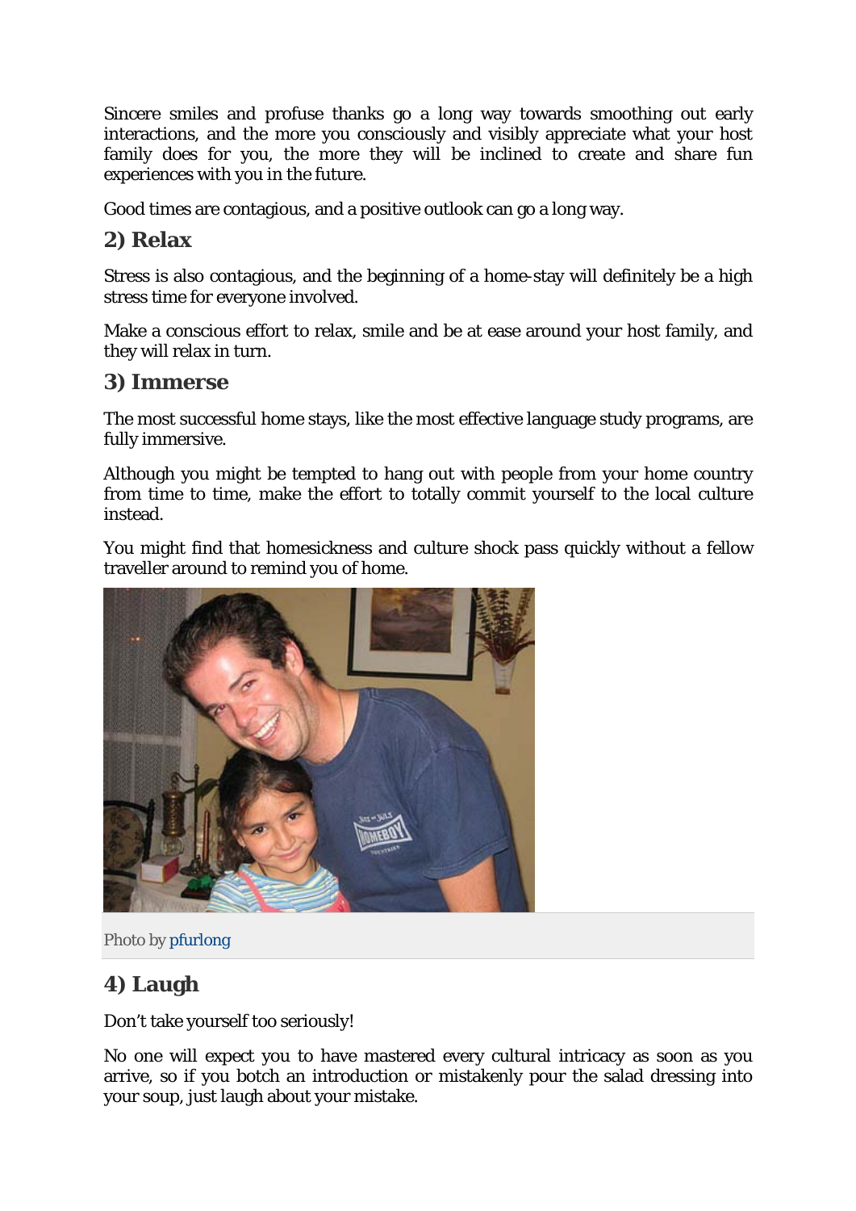Sincere smiles and profuse thanks go a long way towards smoothing out early interactions, and the more you consciously and visibly appreciate what your host family does for you, the more they will be inclined to create and share fun experiences with you in the future.

Good times are contagious, and a positive outlook can go a long way.

## 2) Relax

Stress is also contagious, and the beginning of a home-stay will definitely be a high stress time for everyone involved.

Make a conscious effort to relax, smile and be at ease around your host family, and they will relax in turn.

## 3) Immerse

The most successful home stays, like the most effective language study programs, are fully immersive.

Although you might be tempted to hang out with people from your home country from time to time, make the effort to totally commit yourself to the local culture instead.

You might find that homesickness and culture shock pass quickly without a fellow traveller around to remind you of home.

Photo by pfurlong

## 4) Laugh

Don't take yourself too seriously!

No one will expect you to have mastered every cultural intricacy as soon as you arrive, so if you botch an introduction or mistakenly pour the salad dressing into your soup, just laugh about your mistake.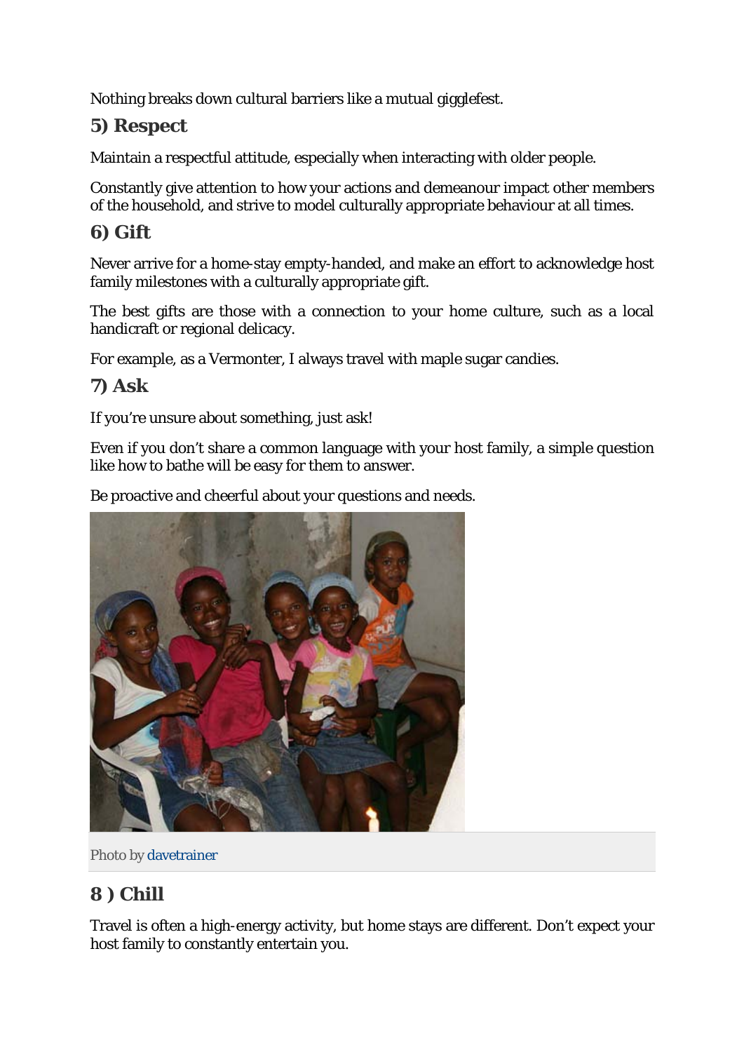Nothing breaks down cultural barriers like a mutual gigglefest.

## 5) Respect

Maintain a respectful attitude, especially when interacting with older people.

Constantly give attention to how your actions and demeanour impact other members of the household, and strive to model culturally appropriate behaviour at all times.

## 6) Gift

Never arrive for a home-stay empty-handed, and make an effort to acknowledge host family milestones with a culturally appropriate gift.

The best gifts are those with a connection to your home culture, such as a local handicraft or regional delicacy.

For example, as a Vermonter, I always travel with maple sugar candies.

## 7) Ask

If you're unsure about something, just ask!

Even if you don't share a common language with your host family, a simple question like how to bathe will be easy for them to answer.

Be proactive and cheerful about your questions and needs.

Photo by davetrainer

## 8 ) Chill

Travel is often a high-energy activity, but home stays are different. Don't expect your host family to constantly entertain you.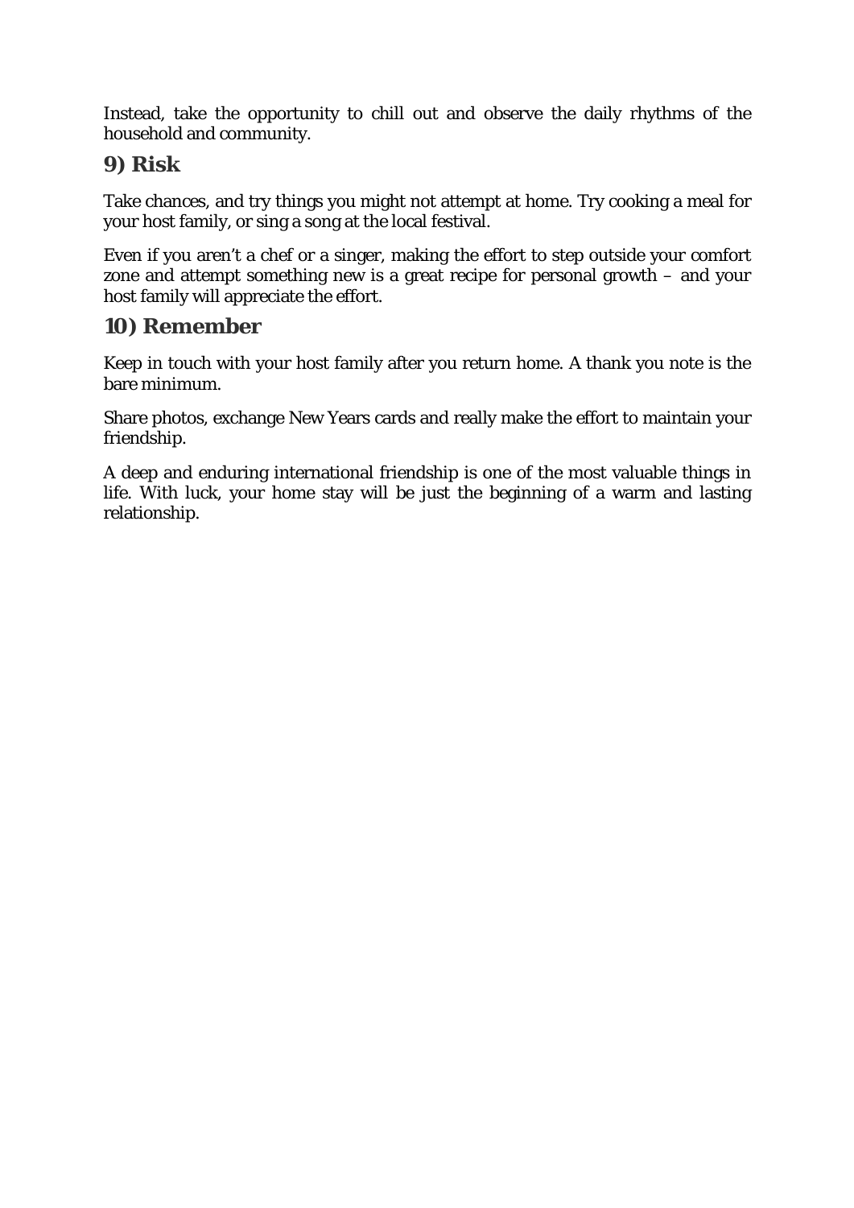Instead, take the opportunity to chill out and observe the daily rhythms of the household and community.

## 9) Risk

Take chances, and try things you might not attempt at home. Try cooking a meal for your host family, or sing a song at the local festival.

Even if you aren't a chef or a singer, making the effort to step outside your comfort zone and attempt something new is a great recipe for personal growth – and your host family will appreciate the effort.

## 10) Remember

Keep in touch with your host family after you return home. A thank you note is the bare minimum.

Share photos, exchange New Years cards and really make the effort to maintain your friendship.

A deep and enduring international friendship is one of the most valuable things in life. With luck, your home stay will be just the beginning of a warm and lasting relationship.